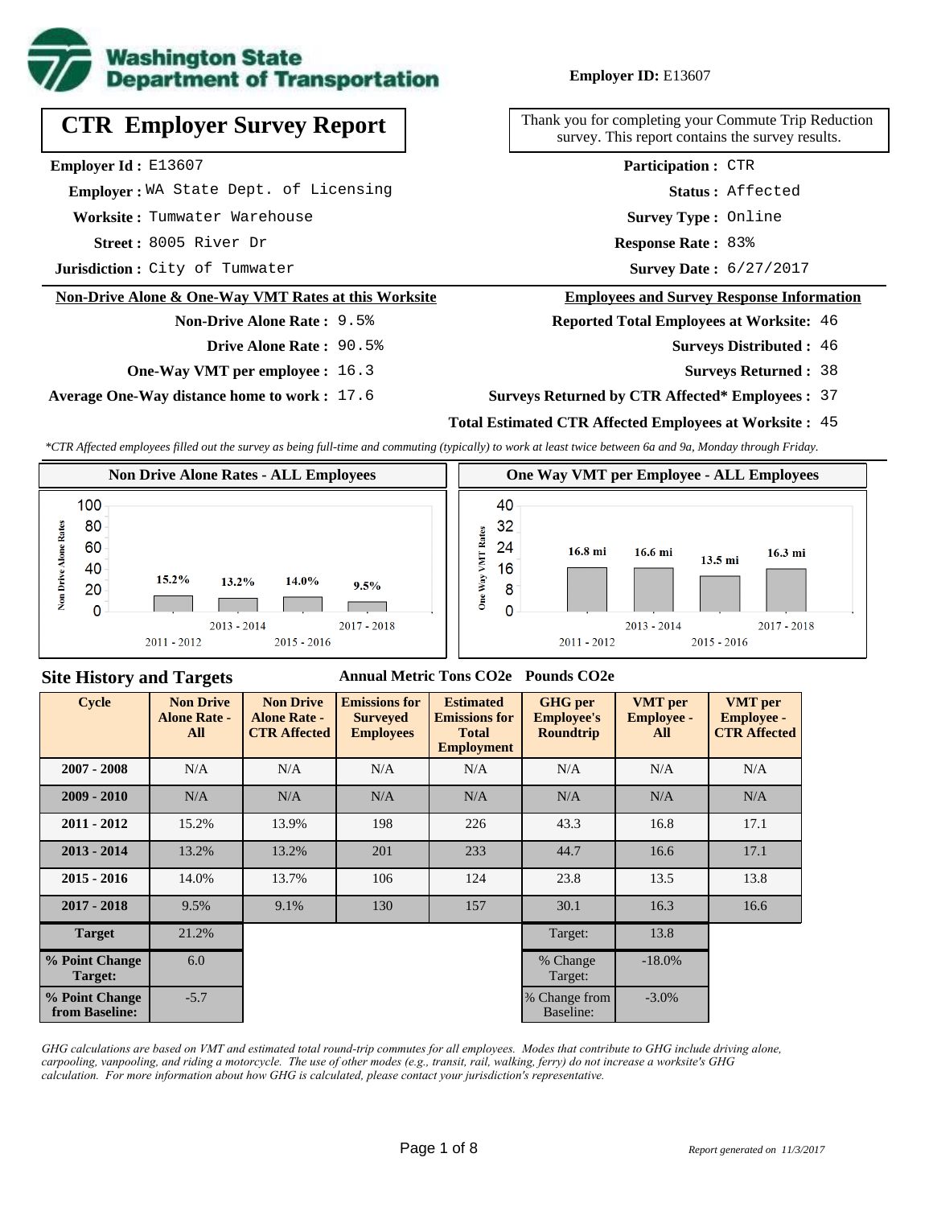Washington State Department of Transportation

**Employer ID:** E13607

# CTR Employer Survey Report

Thank you for completing your Commute Trip Reduction survey. This report contains the survey results.

**Employer Id :** E13607
**Employer :** WA State Dept. of Licensing
**Worksite :** Tumwater Warehouse
**Street :** 8005 River Dr
**Jurisdiction :** City of Tumwater

**Participation :** CTR
**Status :** Affected
**Survey Type :** Online
**Response Rate :** 83%
**Survey Date :** 6/27/2017

## Non-Drive Alone & One-Way VMT Rates at this Worksite

**Non-Drive Alone Rate :** 9.5%
**Drive Alone Rate :** 90.5%
**One-Way VMT per employee :** 16.3
**Average One-Way distance home to work :** 17.6

## Employees and Survey Response Information

**Reported Total Employees at Worksite:** 46
**Surveys Distributed :** 46
**Surveys Returned :** 38
**Surveys Returned by CTR Affected* Employees :** 37
**Total Estimated CTR Affected Employees at Worksite :** 45

*\*CTR Affected employees filled out the survey as being full-time and commuting (typically) to work at least twice between 6a and 9a, Monday through Friday.*

### Non Drive Alone Rates - ALL Employees

| Cycle | Non Drive Alone Rate |
|---|---|
| 2011 - 2012 | 15.2% |
| 2013 - 2014 | 13.2% |
| 2015 - 2016 | 14.0% |
| 2017 - 2018 | 9.5% |

### One Way VMT per Employee - ALL Employees

| Cycle | One Way VMT |
|---|---|
| 2011 - 2012 | 16.8 mi |
| 2013 - 2014 | 16.6 mi |
| 2015 - 2016 | 13.5 mi |
| 2017 - 2018 | 16.3 mi |

## Site History and Targets

| Cycle | Non Drive Alone Rate - All | Non Drive Alone Rate - CTR Affected | Emissions for Surveyed Employees (Annual Metric Tons CO2e) | Estimated Emissions for Total Employment (Annual Metric Tons CO2e) | GHG per Employee's Roundtrip (Pounds CO2e) | VMT per Employee - All | VMT per Employee - CTR Affected |
|---|---|---|---|---|---|---|---|
| 2007 - 2008 | N/A | N/A | N/A | N/A | N/A | N/A | N/A |
| 2009 - 2010 | N/A | N/A | N/A | N/A | N/A | N/A | N/A |
| 2011 - 2012 | 15.2% | 13.9% | 198 | 226 | 43.3 | 16.8 | 17.1 |
| 2013 - 2014 | 13.2% | 13.2% | 201 | 233 | 44.7 | 16.6 | 17.1 |
| 2015 - 2016 | 14.0% | 13.7% | 106 | 124 | 23.8 | 13.5 | 13.8 |
| 2017 - 2018 | 9.5% | 9.1% | 130 | 157 | 30.1 | 16.3 | 16.6 |
| Target | 21.2% | | | | Target: | 13.8 | |
| % Point Change Target: | 6.0 | | | | % Change Target: | -18.0% | |
| % Point Change from Baseline: | -5.7 | | | | % Change from Baseline: | -3.0% | |

*GHG calculations are based on VMT and estimated total round-trip commutes for all employees. Modes that contribute to GHG include driving alone, carpooling, vanpooling, and riding a motorcycle. The use of other modes (e.g., transit, rail, walking, ferry) do not increase a worksite's GHG calculation. For more information about how GHG is calculated, please contact your jurisdiction's representative.*

*Report generated on 11/3/2017*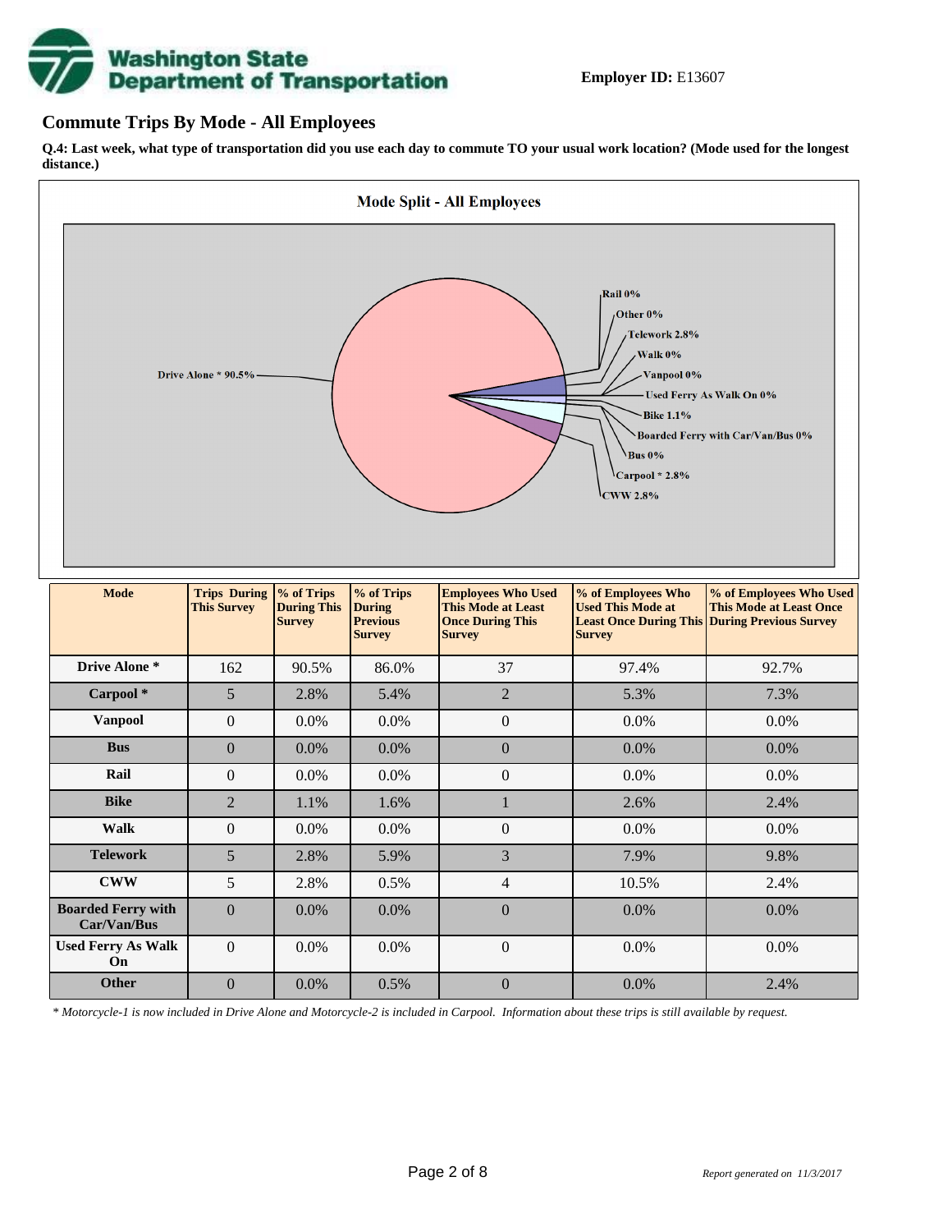**Employer ID:** E13607

## Commute Trips By Mode - All Employees

**Q.4: Last week, what type of transportation did you use each day to commute TO your usual work location? (Mode used for the longest distance.)**

| Mode | Trips During This Survey | % of Trips During This Survey | % of Trips During Previous Survey | Employees Who Used This Mode at Least Once During This Survey | % of Employees Who Used This Mode at Least Once During This Survey | % of Employees Who Used This Mode at Least Once During Previous Survey |
|---|---|---|---|---|---|---|
| Drive Alone * | 162 | 90.5% | 86.0% | 37 | 97.4% | 92.7% |
| Carpool * | 5 | 2.8% | 5.4% | 2 | 5.3% | 7.3% |
| Vanpool | 0 | 0.0% | 0.0% | 0 | 0.0% | 0.0% |
| Bus | 0 | 0.0% | 0.0% | 0 | 0.0% | 0.0% |
| Rail | 0 | 0.0% | 0.0% | 0 | 0.0% | 0.0% |
| Bike | 2 | 1.1% | 1.6% | 1 | 2.6% | 2.4% |
| Walk | 0 | 0.0% | 0.0% | 0 | 0.0% | 0.0% |
| Telework | 5 | 2.8% | 5.9% | 3 | 7.9% | 9.8% |
| CWW | 5 | 2.8% | 0.5% | 4 | 10.5% | 2.4% |
| Boarded Ferry with Car/Van/Bus | 0 | 0.0% | 0.0% | 0 | 0.0% | 0.0% |
| Used Ferry As Walk On | 0 | 0.0% | 0.0% | 0 | 0.0% | 0.0% |
| Other | 0 | 0.0% | 0.5% | 0 | 0.0% | 2.4% |

*\* Motorcycle-1 is now included in Drive Alone and Motorcycle-2 is included in Carpool. Information about these trips is still available by request.*

*Report generated on 11/3/2017*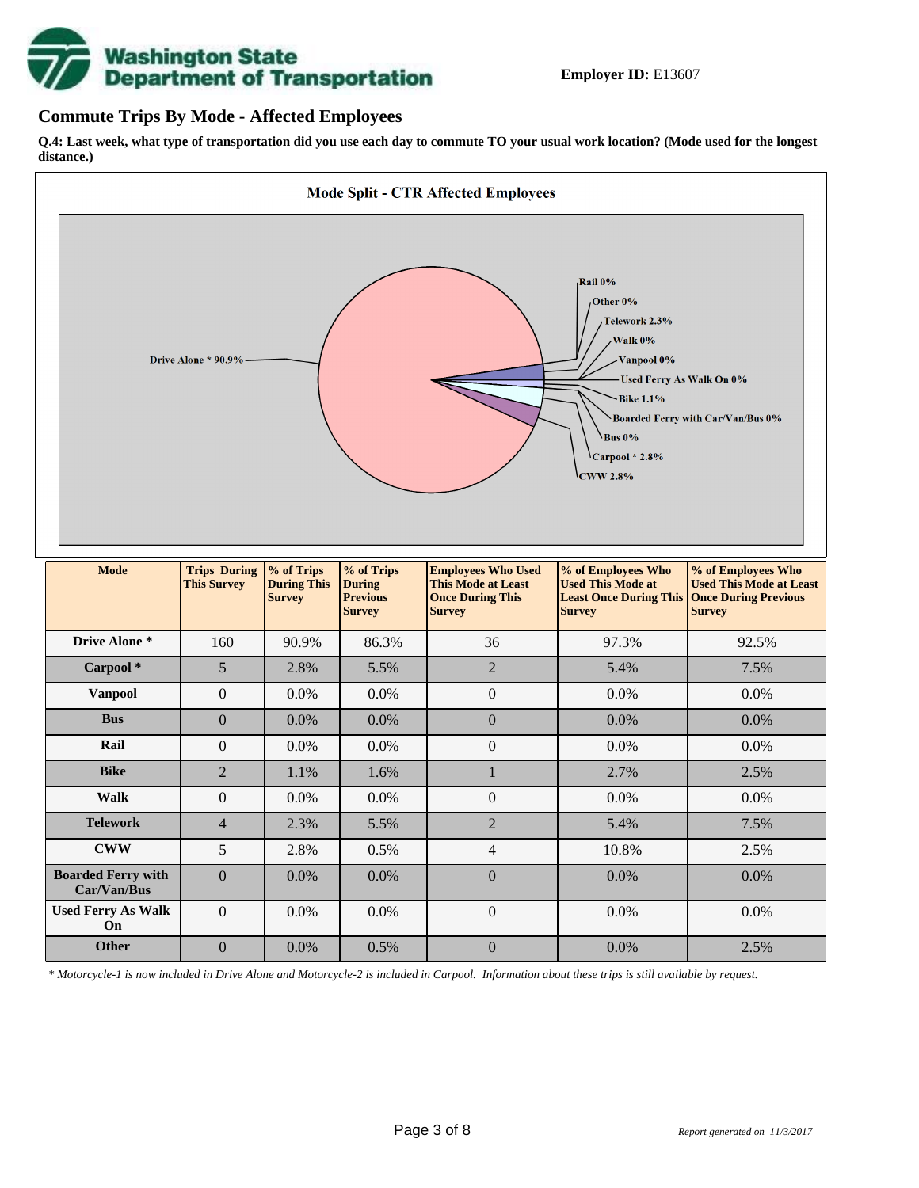**Employer ID:** E13607

## Commute Trips By Mode - Affected Employees

**Q.4: Last week, what type of transportation did you use each day to commute TO your usual work location? (Mode used for the longest distance.)**

**Mode Split - CTR Affected Employees**

Drive Alone * 90.9%
Rail 0%
Other 0%
Telework 2.3%
Walk 0%
Vanpool 0%
Used Ferry As Walk On 0%
Bike 1.1%
Boarded Ferry with Car/Van/Bus 0%
Bus 0%
Carpool * 2.8%
CWW 2.8%

| Mode | Trips During This Survey | % of Trips During This Survey | % of Trips During Previous Survey | Employees Who Used This Mode at Least Once During This Survey | % of Employees Who Used This Mode at Least Once During This Survey | % of Employees Who Used This Mode at Least Once During Previous Survey |
|---|---|---|---|---|---|---|
| **Drive Alone *** | 160 | 90.9% | 86.3% | 36 | 97.3% | 92.5% |
| **Carpool *** | 5 | 2.8% | 5.5% | 2 | 5.4% | 7.5% |
| **Vanpool** | 0 | 0.0% | 0.0% | 0 | 0.0% | 0.0% |
| **Bus** | 0 | 0.0% | 0.0% | 0 | 0.0% | 0.0% |
| **Rail** | 0 | 0.0% | 0.0% | 0 | 0.0% | 0.0% |
| **Bike** | 2 | 1.1% | 1.6% | 1 | 2.7% | 2.5% |
| **Walk** | 0 | 0.0% | 0.0% | 0 | 0.0% | 0.0% |
| **Telework** | 4 | 2.3% | 5.5% | 2 | 5.4% | 7.5% |
| **CWW** | 5 | 2.8% | 0.5% | 4 | 10.8% | 2.5% |
| **Boarded Ferry with Car/Van/Bus** | 0 | 0.0% | 0.0% | 0 | 0.0% | 0.0% |
| **Used Ferry As Walk On** | 0 | 0.0% | 0.0% | 0 | 0.0% | 0.0% |
| **Other** | 0 | 0.0% | 0.5% | 0 | 0.0% | 2.5% |

*\* Motorcycle-1 is now included in Drive Alone and Motorcycle-2 is included in Carpool. Information about these trips is still available by request.*

*Report generated on 11/3/2017*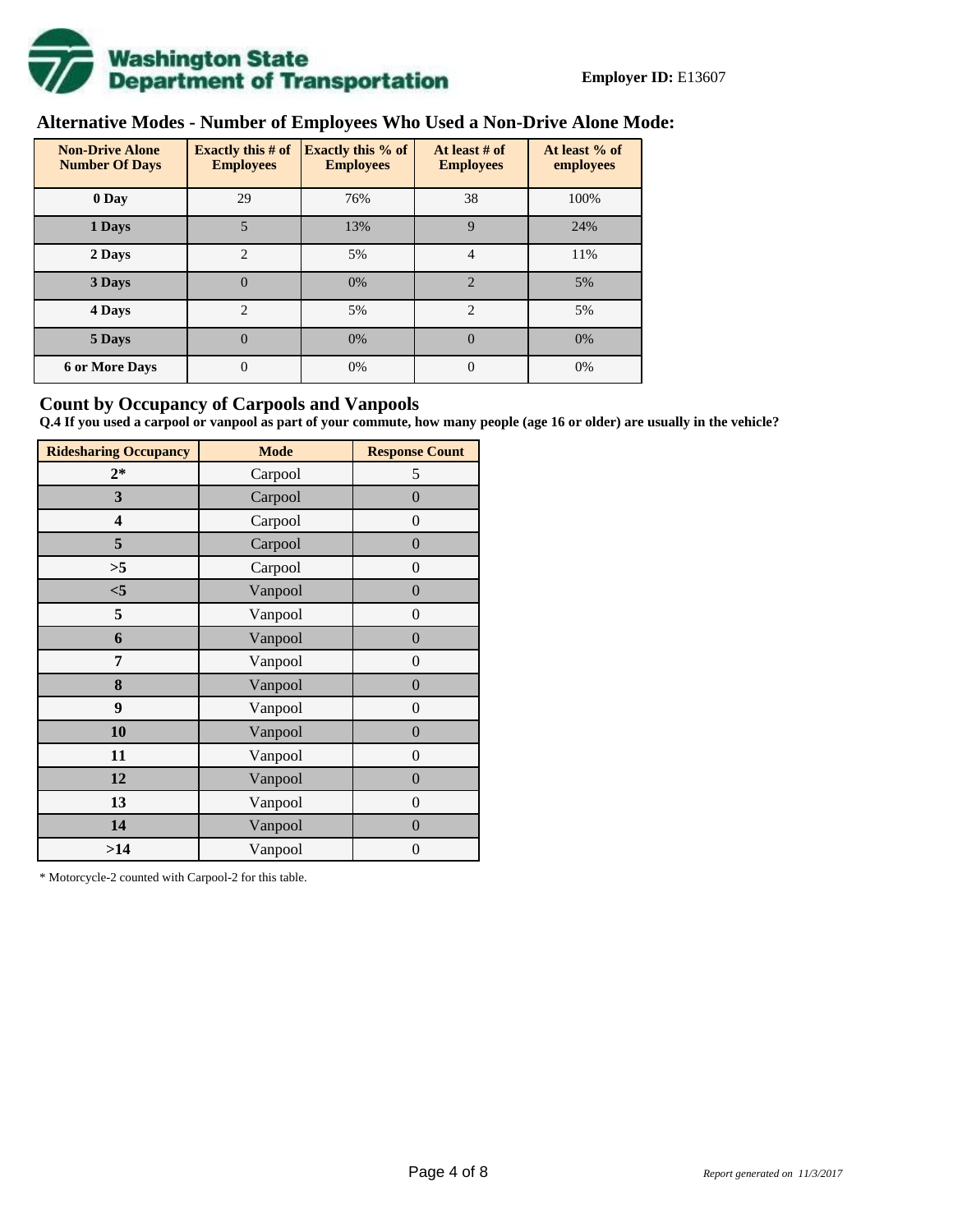**Employer ID:** E13607

## Alternative Modes - Number of Employees Who Used a Non-Drive Alone Mode:

| Non-Drive Alone Number Of Days | Exactly this # of Employees | Exactly this % of Employees | At least # of Employees | At least % of employees |
|---|---|---|---|---|
| 0 Day | 29 | 76% | 38 | 100% |
| 1 Days | 5 | 13% | 9 | 24% |
| 2 Days | 2 | 5% | 4 | 11% |
| 3 Days | 0 | 0% | 2 | 5% |
| 4 Days | 2 | 5% | 2 | 5% |
| 5 Days | 0 | 0% | 0 | 0% |
| 6 or More Days | 0 | 0% | 0 | 0% |

## Count by Occupancy of Carpools and Vanpools

**Q.4 If you used a carpool or vanpool as part of your commute, how many people (age 16 or older) are usually in the vehicle?**

| Ridesharing Occupancy | Mode | Response Count |
|---|---|---|
| 2* | Carpool | 5 |
| 3 | Carpool | 0 |
| 4 | Carpool | 0 |
| 5 | Carpool | 0 |
| >5 | Carpool | 0 |
| <5 | Vanpool | 0 |
| 5 | Vanpool | 0 |
| 6 | Vanpool | 0 |
| 7 | Vanpool | 0 |
| 8 | Vanpool | 0 |
| 9 | Vanpool | 0 |
| 10 | Vanpool | 0 |
| 11 | Vanpool | 0 |
| 12 | Vanpool | 0 |
| 13 | Vanpool | 0 |
| 14 | Vanpool | 0 |
| >14 | Vanpool | 0 |

* Motorcycle-2 counted with Carpool-2 for this table.

*Report generated on 11/3/2017*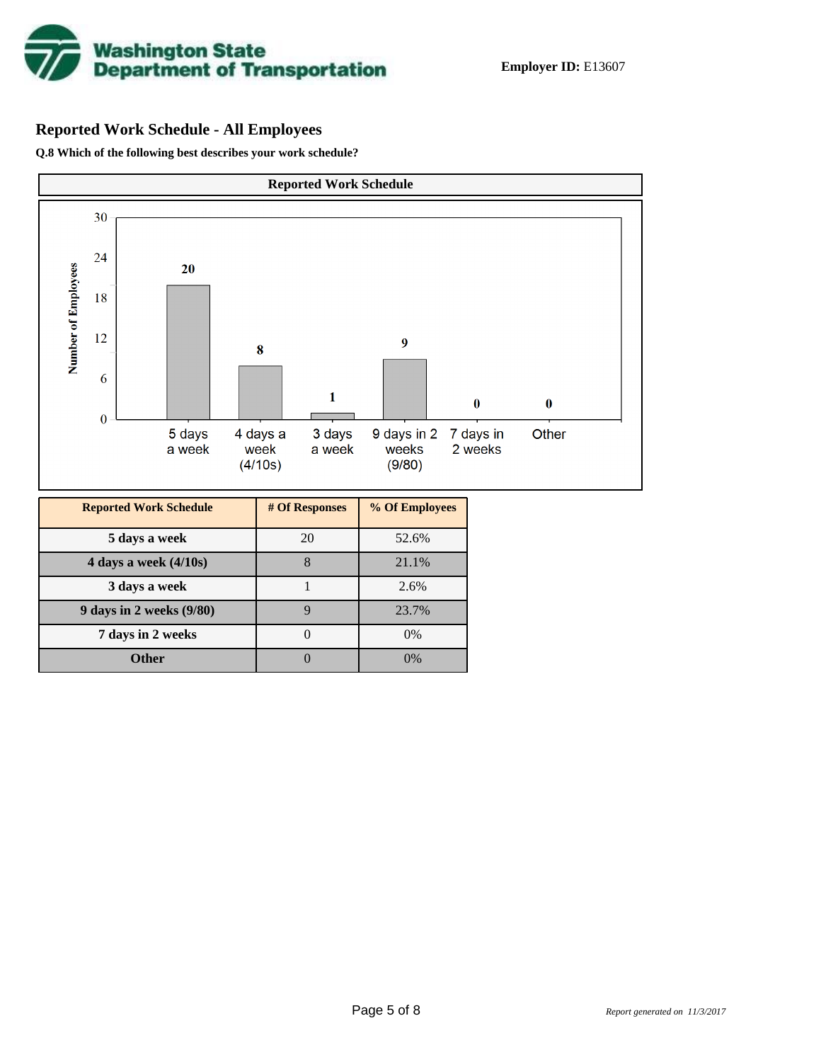**Employer ID:** E13607

## Reported Work Schedule - All Employees

**Q.8 Which of the following best describes your work schedule?**

**Reported Work Schedule**

| Reported Work Schedule | # Of Responses | % Of Employees |
|---|---|---|
| 5 days a week | 20 | 52.6% |
| 4 days a week (4/10s) | 8 | 21.1% |
| 3 days a week | 1 | 2.6% |
| 9 days in 2 weeks (9/80) | 9 | 23.7% |
| 7 days in 2 weeks | 0 | 0% |
| Other | 0 | 0% |

*Report generated on 11/3/2017*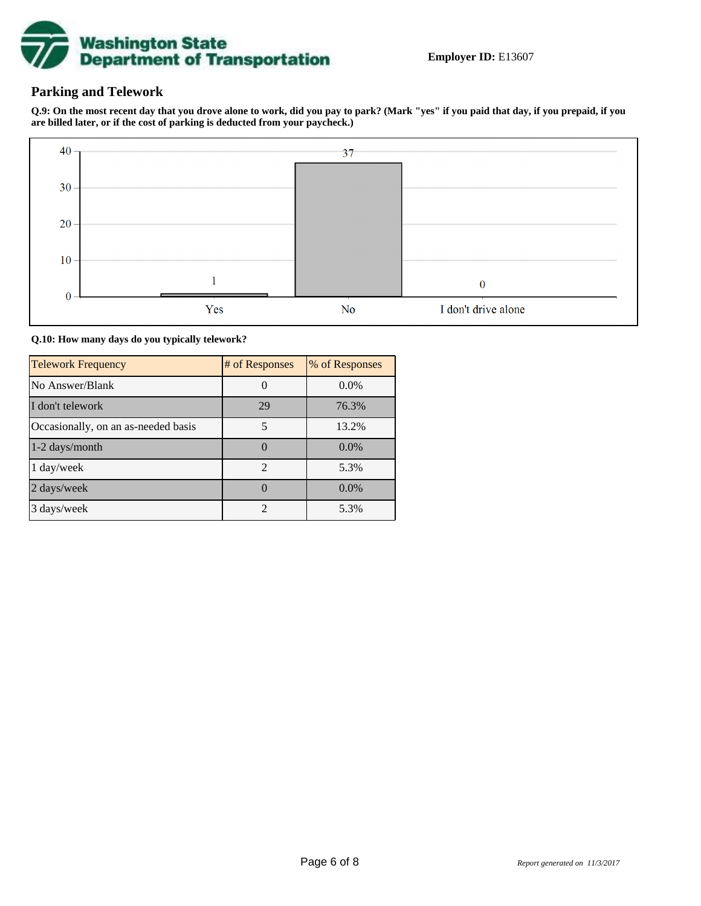**Employer ID:** E13607

## Parking and Telework

**Q.9: On the most recent day that you drove alone to work, did you pay to park? (Mark "yes" if you paid that day, if you prepaid, if you are billed later, or if the cost of parking is deducted from your paycheck.)**

| Response | Count |
| --- | --- |
| Yes | 1 |
| No | 37 |
| I don't drive alone | 0 |

**Q.10: How many days do you typically telework?**

| Telework Frequency | # of Responses | % of Responses |
| --- | --- | --- |
| No Answer/Blank | 0 | 0.0% |
| I don't telework | 29 | 76.3% |
| Occasionally, on an as-needed basis | 5 | 13.2% |
| 1-2 days/month | 0 | 0.0% |
| 1 day/week | 2 | 5.3% |
| 2 days/week | 0 | 0.0% |
| 3 days/week | 2 | 5.3% |

*Report generated on 11/3/2017*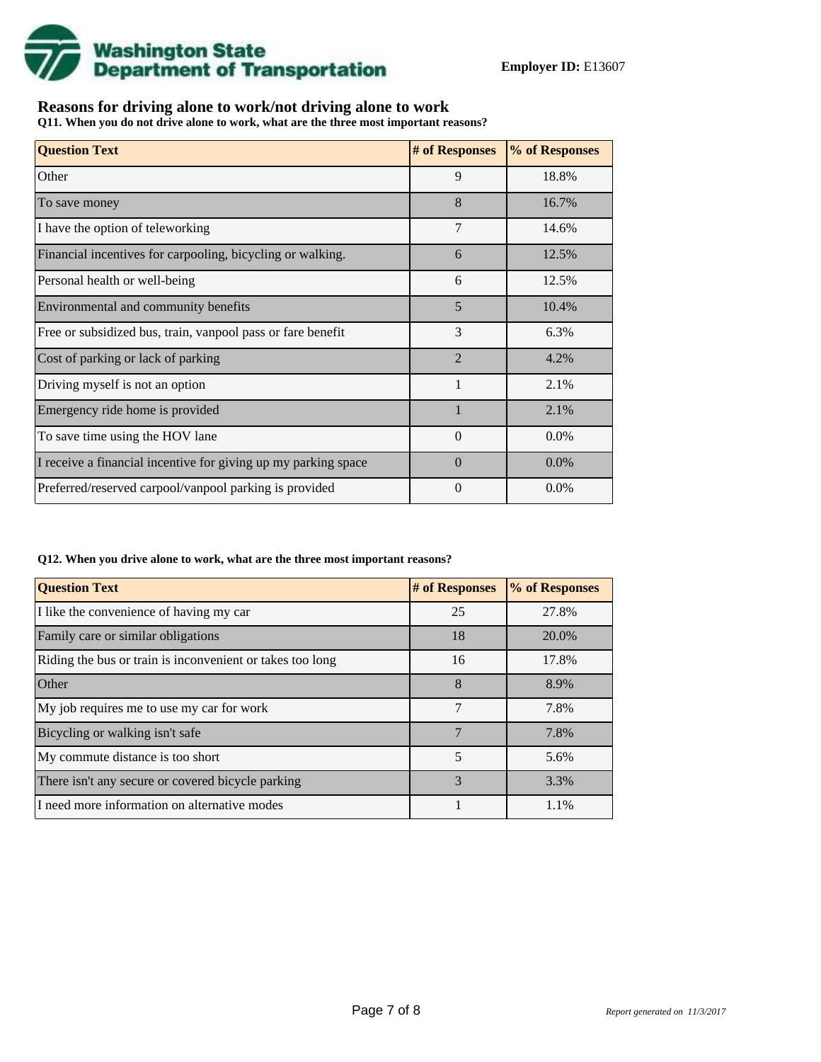**Employer ID:** E13607

## Reasons for driving alone to work/not driving alone to work

**Q11. When you do not drive alone to work, what are the three most important reasons?**

| Question Text | # of Responses | % of Responses |
|---|---|---|
| Other | 9 | 18.8% |
| To save money | 8 | 16.7% |
| I have the option of teleworking | 7 | 14.6% |
| Financial incentives for carpooling, bicycling or walking. | 6 | 12.5% |
| Personal health or well-being | 6 | 12.5% |
| Environmental and community benefits | 5 | 10.4% |
| Free or subsidized bus, train, vanpool pass or fare benefit | 3 | 6.3% |
| Cost of parking or lack of parking | 2 | 4.2% |
| Driving myself is not an option | 1 | 2.1% |
| Emergency ride home is provided | 1 | 2.1% |
| To save time using the HOV lane | 0 | 0.0% |
| I receive a financial incentive for giving up my parking space | 0 | 0.0% |
| Preferred/reserved carpool/vanpool parking is provided | 0 | 0.0% |

**Q12. When you drive alone to work, what are the three most important reasons?**

| Question Text | # of Responses | % of Responses |
|---|---|---|
| I like the convenience of having my car | 25 | 27.8% |
| Family care or similar obligations | 18 | 20.0% |
| Riding the bus or train is inconvenient or takes too long | 16 | 17.8% |
| Other | 8 | 8.9% |
| My job requires me to use my car for work | 7 | 7.8% |
| Bicycling or walking isn't safe | 7 | 7.8% |
| My commute distance is too short | 5 | 5.6% |
| There isn't any secure or covered bicycle parking | 3 | 3.3% |
| I need more information on alternative modes | 1 | 1.1% |

*Report generated on 11/3/2017*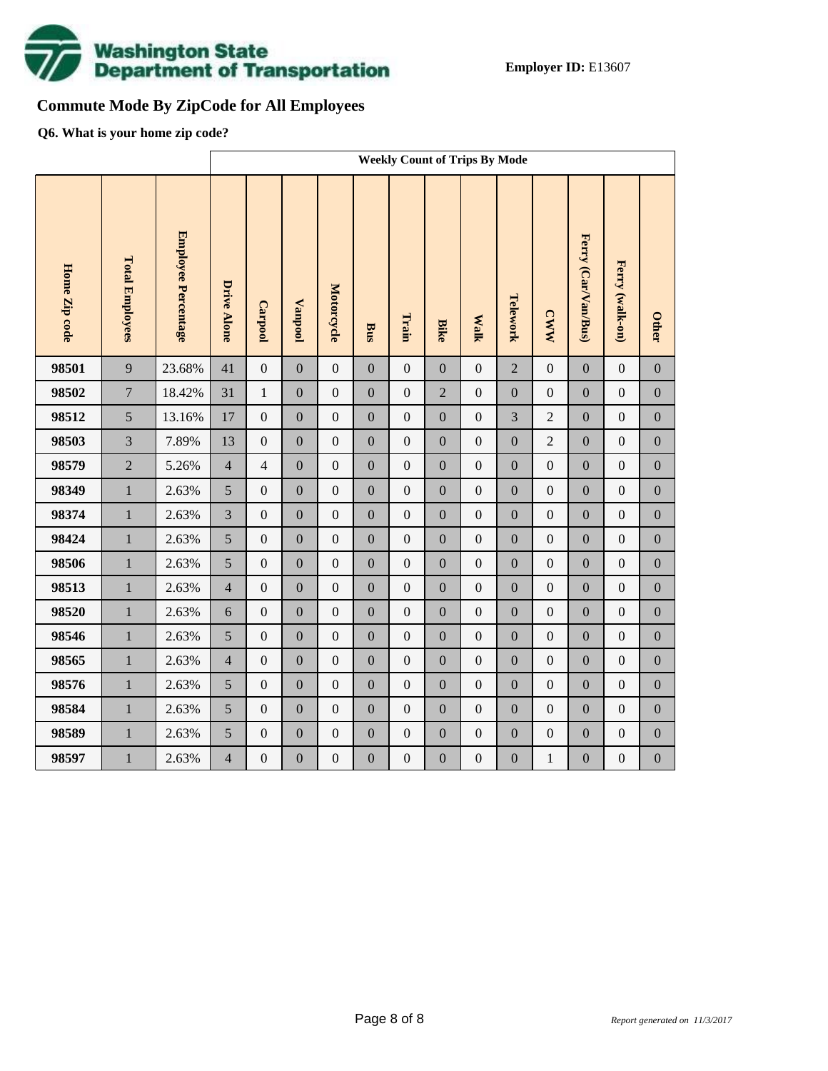**Employer ID:** E13607

## Commute Mode By ZipCode for All Employees

**Q6. What is your home zip code?**

| | | | Weekly Count of Trips By Mode | | | | | | | | | | | | |
|---|---|---|---|---|---|---|---|---|---|---|---|---|---|---|---|
| Home Zip code | Total Employees | Employee Percentage | Drive Alone | Carpool | Vanpool | Motorcycle | Bus | Train | Bike | Walk | Telework | CWW | Ferry (Car/Van/Bus) | Ferry (walk-on) | Other |
| 98501 | 9 | 23.68% | 41 | 0 | 0 | 0 | 0 | 0 | 0 | 0 | 2 | 0 | 0 | 0 | 0 |
| 98502 | 7 | 18.42% | 31 | 1 | 0 | 0 | 0 | 0 | 2 | 0 | 0 | 0 | 0 | 0 | 0 |
| 98512 | 5 | 13.16% | 17 | 0 | 0 | 0 | 0 | 0 | 0 | 0 | 3 | 2 | 0 | 0 | 0 |
| 98503 | 3 | 7.89% | 13 | 0 | 0 | 0 | 0 | 0 | 0 | 0 | 0 | 2 | 0 | 0 | 0 |
| 98579 | 2 | 5.26% | 4 | 4 | 0 | 0 | 0 | 0 | 0 | 0 | 0 | 0 | 0 | 0 | 0 |
| 98349 | 1 | 2.63% | 5 | 0 | 0 | 0 | 0 | 0 | 0 | 0 | 0 | 0 | 0 | 0 | 0 |
| 98374 | 1 | 2.63% | 3 | 0 | 0 | 0 | 0 | 0 | 0 | 0 | 0 | 0 | 0 | 0 | 0 |
| 98424 | 1 | 2.63% | 5 | 0 | 0 | 0 | 0 | 0 | 0 | 0 | 0 | 0 | 0 | 0 | 0 |
| 98506 | 1 | 2.63% | 5 | 0 | 0 | 0 | 0 | 0 | 0 | 0 | 0 | 0 | 0 | 0 | 0 |
| 98513 | 1 | 2.63% | 4 | 0 | 0 | 0 | 0 | 0 | 0 | 0 | 0 | 0 | 0 | 0 | 0 |
| 98520 | 1 | 2.63% | 6 | 0 | 0 | 0 | 0 | 0 | 0 | 0 | 0 | 0 | 0 | 0 | 0 |
| 98546 | 1 | 2.63% | 5 | 0 | 0 | 0 | 0 | 0 | 0 | 0 | 0 | 0 | 0 | 0 | 0 |
| 98565 | 1 | 2.63% | 4 | 0 | 0 | 0 | 0 | 0 | 0 | 0 | 0 | 0 | 0 | 0 | 0 |
| 98576 | 1 | 2.63% | 5 | 0 | 0 | 0 | 0 | 0 | 0 | 0 | 0 | 0 | 0 | 0 | 0 |
| 98584 | 1 | 2.63% | 5 | 0 | 0 | 0 | 0 | 0 | 0 | 0 | 0 | 0 | 0 | 0 | 0 |
| 98589 | 1 | 2.63% | 5 | 0 | 0 | 0 | 0 | 0 | 0 | 0 | 0 | 0 | 0 | 0 | 0 |
| 98597 | 1 | 2.63% | 4 | 0 | 0 | 0 | 0 | 0 | 0 | 0 | 0 | 1 | 0 | 0 | 0 |

*Report generated on 11/3/2017*